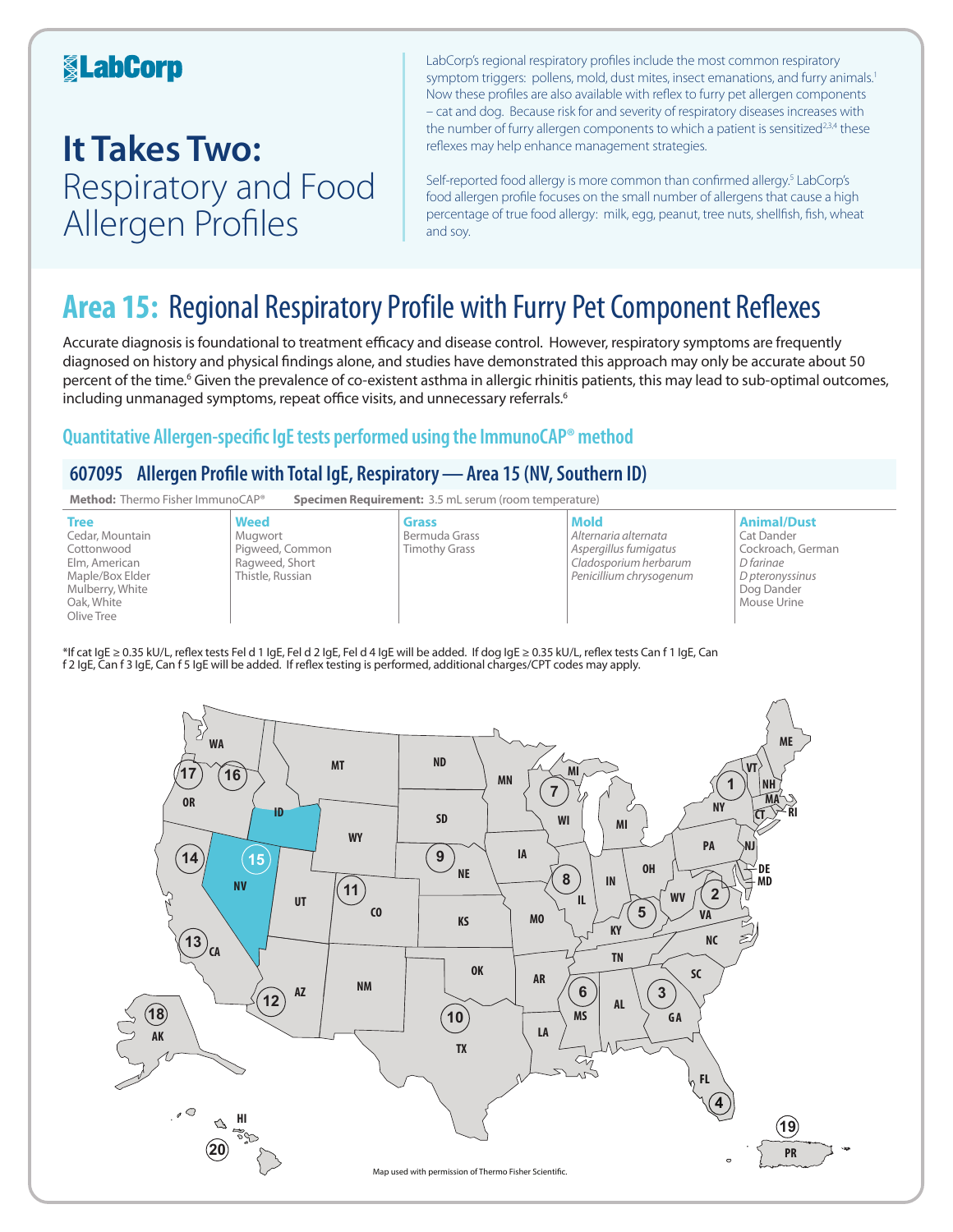LabCorp

# It Takes Two: Respiratory and Food Allergen Profiles

LabCorp's regional respiratory profiles include the most common respiratory symptom triggers: pollens, mold, dust mites, insect emanations, and furry animals.[1] Now these profiles are also available with reflex to furry pet allergen components – cat and dog. Because risk for and severity of respiratory diseases increases with the number of furry allergen components to which a patient is sensitized[2,3,4] these reflexes may help enhance management strategies.

Self-reported food allergy is more common than confirmed allergy.[5] LabCorp's food allergen profile focuses on the small number of allergens that cause a high percentage of true food allergy: milk, egg, peanut, tree nuts, shellfish, fish, wheat and soy.

## Area 15: Regional Respiratory Profile with Furry Pet Component Reflexes

Accurate diagnosis is foundational to treatment efficacy and disease control. However, respiratory symptoms are frequently diagnosed on history and physical findings alone, and studies have demonstrated this approach may only be accurate about 50 percent of the time.[6] Given the prevalence of co-existent asthma in allergic rhinitis patients, this may lead to sub-optimal outcomes, including unmanaged symptoms, repeat office visits, and unnecessary referrals.[6]

### Quantitative Allergen-specific IgE tests performed using the ImmunoCAP® method

### 607095 Allergen Profile with Total IgE, Respiratory — Area 15 (NV, Southern ID)

**Method:** Thermo Fisher ImmunoCAP® **Specimen Requirement:** 3.5 mL serum (room temperature)

| Tree | Weed | Grass | Mold | Animal/Dust |
|---|---|---|---|---|
| Cedar, Mountain | Mugwort | Bermuda Grass | *Alternaria alternata* | Cat Dander |
| Cottonwood | Pigweed, Common | Timothy Grass | *Aspergillus fumigatus* | Cockroach, German |
| Elm, American | Ragweed, Short | | *Cladosporium herbarum* | *D farinae* |
| Maple/Box Elder | Thistle, Russian | | *Penicillium chrysogenum* | *D pteronyssinus* |
| Mulberry, White | | | | Dog Dander |
| Oak, White | | | | Mouse Urine |
| Olive Tree | | | | |

*If cat IgE ≥ 0.35 kU/L, reflex tests Fel d 1 IgE, Fel d 2 IgE, Fel d 4 IgE will be added. If dog IgE ≥ 0.35 kU/L, reflex tests Can f 1 IgE, Can f 2 IgE, Can f 3 IgE, Can f 5 IgE will be added. If reflex testing is performed, additional charges/CPT codes may apply.

Map used with permission of Thermo Fisher Scientific.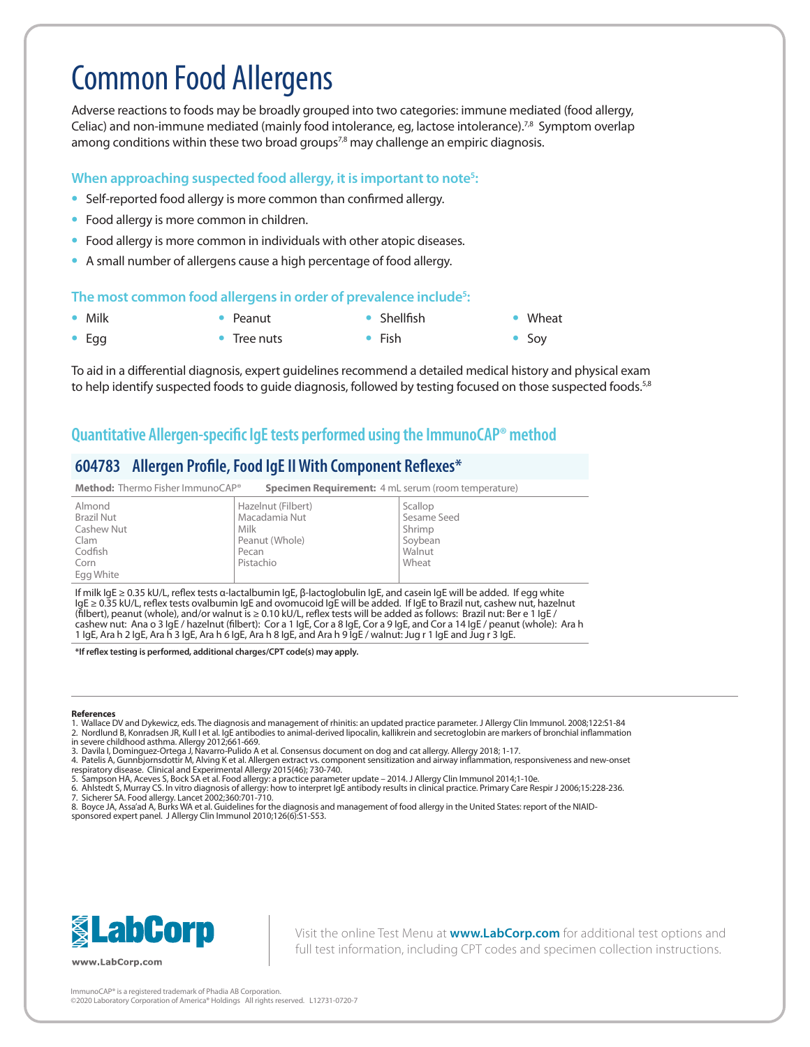# Common Food Allergens

Adverse reactions to foods may be broadly grouped into two categories: immune mediated (food allergy, Celiac) and non-immune mediated (mainly food intolerance, eg, lactose intolerance).[7,8] Symptom overlap among conditions within these two broad groups[7,8] may challenge an empiric diagnosis.

### When approaching suspected food allergy, it is important to note[5]:

- Self-reported food allergy is more common than confirmed allergy.
- Food allergy is more common in children.
- Food allergy is more common in individuals with other atopic diseases.
- A small number of allergens cause a high percentage of food allergy.

### The most common food allergens in order of prevalence include[5]:

- Milk
- Egg
- Peanut
- Tree nuts
- Shellfish
- Fish
- Wheat
- Soy

To aid in a differential diagnosis, expert guidelines recommend a detailed medical history and physical exam to help identify suspected foods to guide diagnosis, followed by testing focused on those suspected foods.[5,8]

## Quantitative Allergen-specific IgE tests performed using the ImmunoCAP® method

### 604783 Allergen Profile, Food IgE II With Component Reflexes*

**Method:** Thermo Fisher ImmunoCAP® **Specimen Requirement:** 4 mL serum (room temperature)

| | | |
|---|---|---|
| Almond | Hazelnut (Filbert) | Scallop |
| Brazil Nut | Macadamia Nut | Sesame Seed |
| Cashew Nut | Milk | Shrimp |
| Clam | Peanut (Whole) | Soybean |
| Codfish | Pecan | Walnut |
| Corn | Pistachio | Wheat |
| Egg White | | |

If milk IgE ≥ 0.35 kU/L, reflex tests α-lactalbumin IgE, β-lactoglobulin IgE, and casein IgE will be added. If egg white IgE ≥ 0.35 kU/L, reflex tests ovalbumin IgE and ovomucoid IgE will be added. If IgE to Brazil nut, cashew nut, hazelnut (filbert), peanut (whole), and/or walnut is ≥ 0.10 kU/L, reflex tests will be added as follows: Brazil nut: Ber e 1 IgE / cashew nut: Ana o 3 IgE / hazelnut (filbert): Cor a 1 IgE, Cor a 8 IgE, Cor a 9 IgE, and Cor a 14 IgE / peanut (whole): Ara h 1 IgE, Ara h 2 IgE, Ara h 3 IgE, Ara h 6 IgE, Ara h 8 IgE, and Ara h 9 IgE / walnut: Jug r 1 IgE and Jug r 3 IgE.

**\*If reflex testing is performed, additional charges/CPT code(s) may apply.**

**References**

1. Wallace DV and Dykewicz, eds. The diagnosis and management of rhinitis: an updated practice parameter. J Allergy Clin Immunol. 2008;122:S1-84
2. Nordlund B, Konradsen JR, Kull I et al. IgE antibodies to animal-derived lipocalin, kallikrein and secretoglobin are markers of bronchial inflammation in severe childhood asthma. Allergy 2012;661-669.
3. Davila I, Dominguez-Ortega J, Navarro-Pulido A et al. Consensus document on dog and cat allergy. Allergy 2018; 1-17.
4. Patelis A, Gunnbjornsdottir M, Alving K et al. Allergen extract vs. component sensitization and airway inflammation, responsiveness and new-onset respiratory disease. Clinical and Experimental Allergy 2015(46); 730-740.
5. Sampson HA, Aceves S, Bock SA et al. Food allergy: a practice parameter update – 2014. J Allergy Clin Immunol 2014;1-10e.
6. Ahlstedt S, Murray CS. In vitro diagnosis of allergy: how to interpret IgE antibody results in clinical practice. Primary Care Respir J 2006;15:228-236.
7. Sicherer SA. Food allergy. Lancet 2002;360:701-710.
8. Boyce JA, Assa'ad A, Burks WA et al. Guidelines for the diagnosis and management of food allergy in the United States: report of the NIAID-sponsored expert panel. J Allergy Clin Immunol 2010;126(6):S1-S53.

LabCorp

www.LabCorp.com

Visit the online Test Menu at **www.LabCorp.com** for additional test options and full test information, including CPT codes and specimen collection instructions.

ImmunoCAP® is a registered trademark of Phadia AB Corporation.
©2020 Laboratory Corporation of America® Holdings All rights reserved. L12731-0720-7